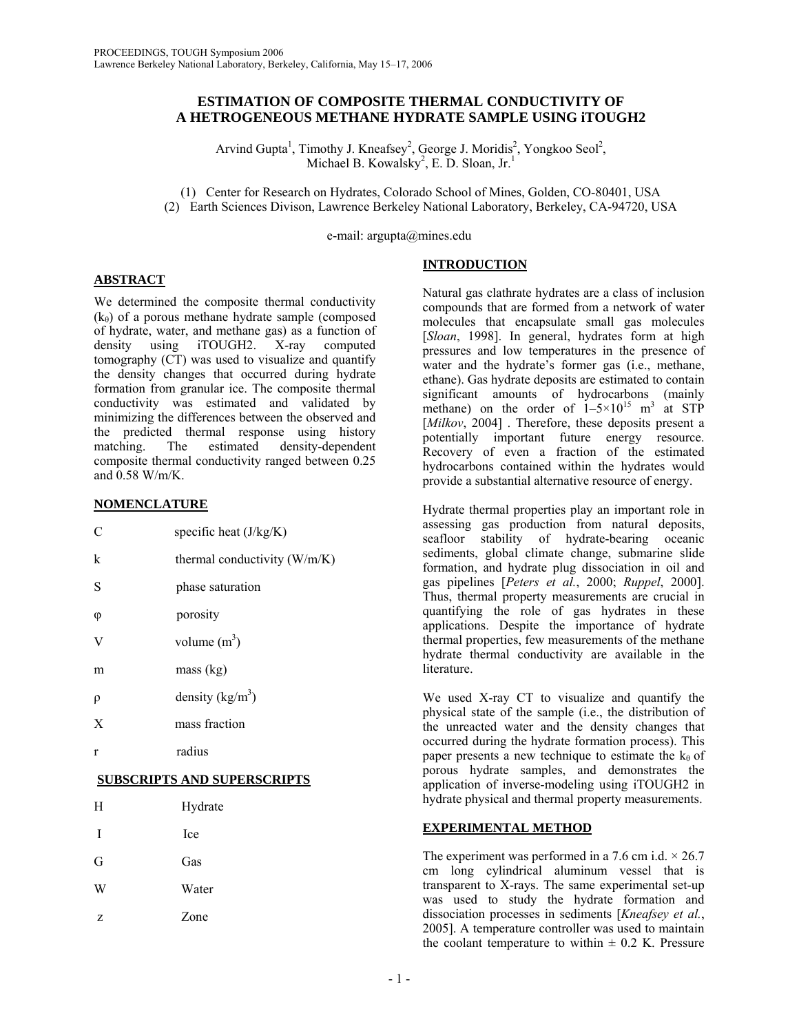# ESTIMATION OF COMPOSITE THERMAL CONDUCTIVITY OF A HETROGENEOUS METHANE HYDRATE SAMPLE USING iTOUGH2

Arvind Gupta[1], Timothy J. Kneafsey[2], George J. Moridis[2], Yongkoo Seol[2], Michael B. Kowalsky[2], E. D. Sloan, Jr.[1]

(1) Center for Research on Hydrates, Colorado School of Mines, Golden, CO-80401, USA
(2) Earth Sciences Divison, Lawrence Berkeley National Laboratory, Berkeley, CA-94720, USA

e-mail: argupta@mines.edu

## ABSTRACT

We determined the composite thermal conductivity ($k_\theta$) of a porous methane hydrate sample (composed of hydrate, water, and methane gas) as a function of density using iTOUGH2. X-ray computed tomography (CT) was used to visualize and quantify the density changes that occurred during hydrate formation from granular ice. The composite thermal conductivity was estimated and validated by minimizing the differences between the observed and the predicted thermal response using history matching. The estimated density-dependent composite thermal conductivity ranged between 0.25 and 0.58 W/m/K.

## NOMENCLATURE

| | |
|---|---|
| C | specific heat (J/kg/K) |
| k | thermal conductivity (W/m/K) |
| S | phase saturation |
| $\varphi$ | porosity |
| V | volume ($m^3$) |
| m | mass (kg) |
| $\rho$ | density ($kg/m^3$) |
| X | mass fraction |
| r | radius |

## SUBSCRIPTS AND SUPERSCRIPTS

| | |
|---|---|
| H | Hydrate |
| I | Ice |
| G | Gas |
| W | Water |
| z | Zone |

## INTRODUCTION

Natural gas clathrate hydrates are a class of inclusion compounds that are formed from a network of water molecules that encapsulate small gas molecules [*Sloan*, 1998]. In general, hydrates form at high pressures and low temperatures in the presence of water and the hydrate's former gas (i.e., methane, ethane). Gas hydrate deposits are estimated to contain significant amounts of hydrocarbons (mainly methane) on the order of $1–5\times10^{15}$ $m^3$ at STP [*Milkov*, 2004] . Therefore, these deposits present a potentially important future energy resource. Recovery of even a fraction of the estimated hydrocarbons contained within the hydrates would provide a substantial alternative resource of energy.

Hydrate thermal properties play an important role in assessing gas production from natural deposits, seafloor stability of hydrate-bearing oceanic sediments, global climate change, submarine slide formation, and hydrate plug dissociation in oil and gas pipelines [*Peters et al.*, 2000; *Ruppel*, 2000]. Thus, thermal property measurements are crucial in quantifying the role of gas hydrates in these applications. Despite the importance of hydrate thermal properties, few measurements of the methane hydrate thermal conductivity are available in the literature.

We used X-ray CT to visualize and quantify the physical state of the sample (i.e., the distribution of the unreacted water and the density changes that occurred during the hydrate formation process). This paper presents a new technique to estimate the $k_\theta$ of porous hydrate samples, and demonstrates the application of inverse-modeling using iTOUGH2 in hydrate physical and thermal property measurements.

## EXPERIMENTAL METHOD

The experiment was performed in a 7.6 cm i.d. × 26.7 cm long cylindrical aluminum vessel that is transparent to X-rays. The same experimental set-up was used to study the hydrate formation and dissociation processes in sediments [*Kneafsey et al.*, 2005]. A temperature controller was used to maintain the coolant temperature to within ± 0.2 K. Pressure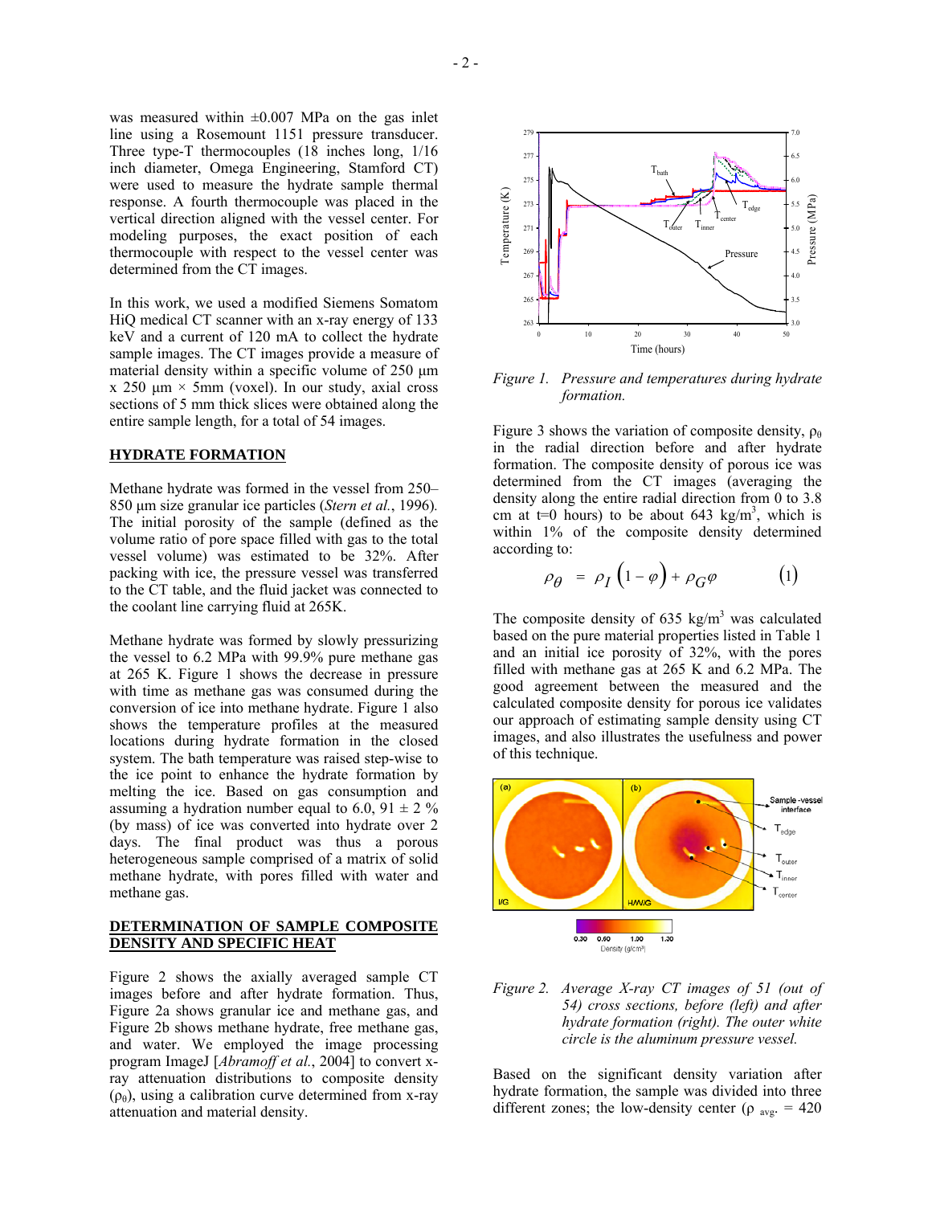was measured within ±0.007 MPa on the gas inlet line using a Rosemount 1151 pressure transducer. Three type-T thermocouples (18 inches long, 1/16 inch diameter, Omega Engineering, Stamford CT) were used to measure the hydrate sample thermal response. A fourth thermocouple was placed in the vertical direction aligned with the vessel center. For modeling purposes, the exact position of each thermocouple with respect to the vessel center was determined from the CT images.

In this work, we used a modified Siemens Somatom HiQ medical CT scanner with an x-ray energy of 133 keV and a current of 120 mA to collect the hydrate sample images. The CT images provide a measure of material density within a specific volume of 250 µm x 250 µm × 5mm (voxel). In our study, axial cross sections of 5 mm thick slices were obtained along the entire sample length, for a total of 54 images.

## HYDRATE FORMATION

Methane hydrate was formed in the vessel from 250–850 µm size granular ice particles (*Stern et al.*, 1996). The initial porosity of the sample (defined as the volume ratio of pore space filled with gas to the total vessel volume) was estimated to be 32%. After packing with ice, the pressure vessel was transferred to the CT table, and the fluid jacket was connected to the coolant line carrying fluid at 265K.

Methane hydrate was formed by slowly pressurizing the vessel to 6.2 MPa with 99.9% pure methane gas at 265 K. Figure 1 shows the decrease in pressure with time as methane gas was consumed during the conversion of ice into methane hydrate. Figure 1 also shows the temperature profiles at the measured locations during hydrate formation in the closed system. The bath temperature was raised step-wise to the ice point to enhance the hydrate formation by melting the ice. Based on gas consumption and assuming a hydration number equal to 6.0, 91 ± 2 % (by mass) of ice was converted into hydrate over 2 days. The final product was thus a porous heterogeneous sample comprised of a matrix of solid methane hydrate, with pores filled with water and methane gas.

## DETERMINATION OF SAMPLE COMPOSITE DENSITY AND SPECIFIC HEAT

Figure 2 shows the axially averaged sample CT images before and after hydrate formation. Thus, Figure 2a shows granular ice and methane gas, and Figure 2b shows methane hydrate, free methane gas, and water. We employed the image processing program ImageJ [*Abramoff et al.*, 2004] to convert x-ray attenuation distributions to composite density ($\rho_\theta$), using a calibration curve determined from x-ray attenuation and material density.

*Figure 1. Pressure and temperatures during hydrate formation.*

Figure 3 shows the variation of composite density, $\rho_\theta$ in the radial direction before and after hydrate formation. The composite density of porous ice was determined from the CT images (averaging the density along the entire radial direction from 0 to 3.8 cm at t=0 hours) to be about 643 kg/m$^3$, which is within 1% of the composite density determined according to:

$$\rho_\theta = \rho_I \left(1-\varphi\right) + \rho_G \varphi \qquad (1)$$

The composite density of 635 kg/m$^3$ was calculated based on the pure material properties listed in Table 1 and an initial ice porosity of 32%, with the pores filled with methane gas at 265 K and 6.2 MPa. The good agreement between the measured and the calculated composite density for porous ice validates our approach of estimating sample density using CT images, and also illustrates the usefulness and power of this technique.

*Figure 2. Average X-ray CT images of 51 (out of 54) cross sections, before (left) and after hydrate formation (right). The outer white circle is the aluminum pressure vessel.*

Based on the significant density variation after hydrate formation, the sample was divided into three different zones; the low-density center ($\rho_{avg.}$ = 420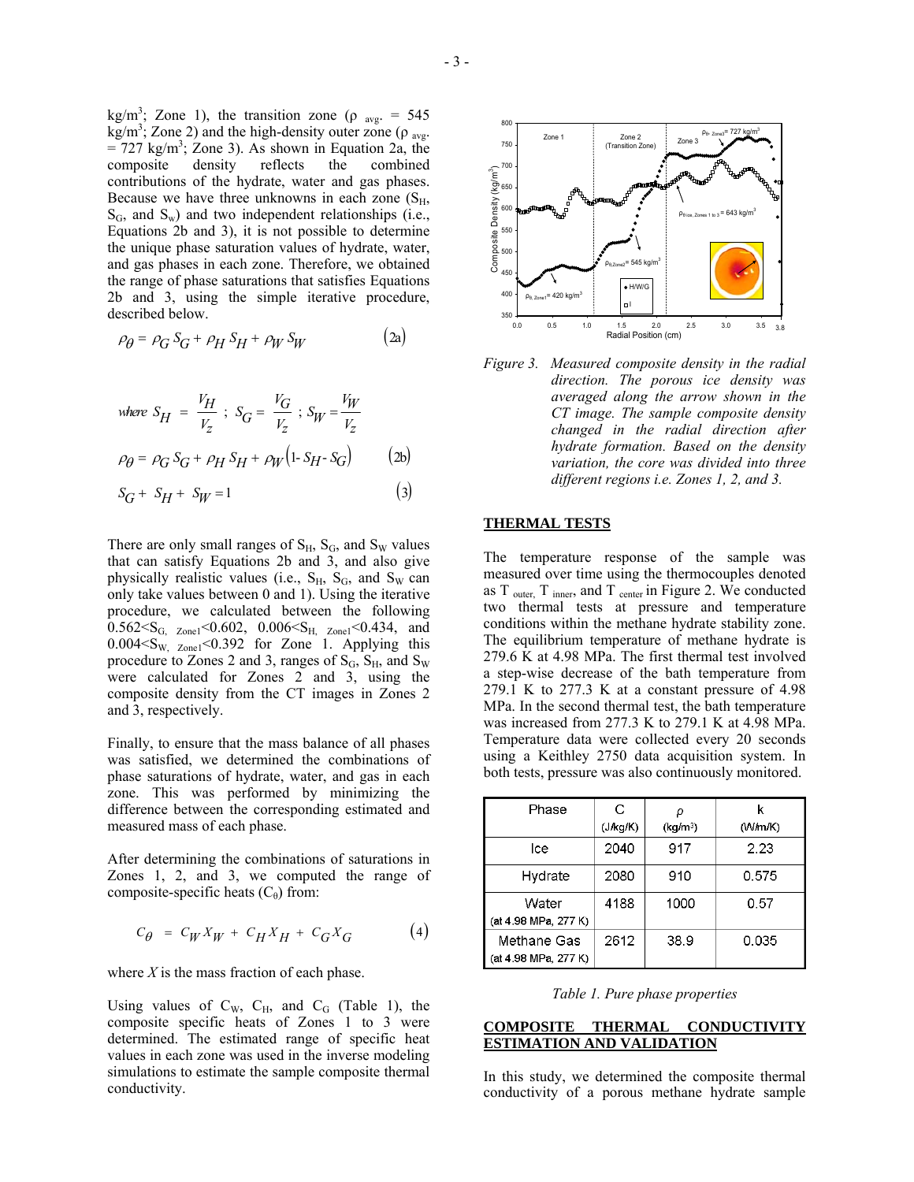kg/m$^3$; Zone 1), the transition zone ($\rho_{avg.}$ = 545 kg/m$^3$; Zone 2) and the high-density outer zone ($\rho_{avg.}$ = 727 kg/m$^3$; Zone 3). As shown in Equation 2a, the composite density reflects the combined contributions of the hydrate, water and gas phases. Because we have three unknowns in each zone ($S_H$, $S_G$, and $S_w$) and two independent relationships (i.e., Equations 2b and 3), it is not possible to determine the unique phase saturation values of hydrate, water, and gas phases in each zone. Therefore, we obtained the range of phase saturations that satisfies Equations 2b and 3, using the simple iterative procedure, described below.

$$\rho_\theta = \rho_G S_G + \rho_H S_H + \rho_W S_W \qquad (2a)$$

$$\text{where } S_H = \frac{V_H}{V_z}\ ;\ S_G = \frac{V_G}{V_z}\ ;\ S_W = \frac{V_W}{V_z}$$

$$\rho_\theta = \rho_G S_G + \rho_H S_H + \rho_W \left(1 - S_H - S_G\right) \qquad (2b)$$

$$S_G + S_H + S_W = 1 \qquad (3)$$

There are only small ranges of $S_H$, $S_G$, and $S_W$ values that can satisfy Equations 2b and 3, and also give physically realistic values (i.e., $S_H$, $S_G$, and $S_W$ can only take values between 0 and 1). Using the iterative procedure, we calculated between the following $0.562 < S_{G,\ Zone1} < 0.602$, $0.006 < S_{H,\ Zone1} < 0.434$, and $0.004 < S_{W,\ Zone1} < 0.392$ for Zone 1. Applying this procedure to Zones 2 and 3, ranges of $S_G$, $S_H$, and $S_W$ were calculated for Zones 2 and 3, using the composite density from the CT images in Zones 2 and 3, respectively.

Finally, to ensure that the mass balance of all phases was satisfied, we determined the combinations of phase saturations of hydrate, water, and gas in each zone. This was performed by minimizing the difference between the corresponding estimated and measured mass of each phase.

After determining the combinations of saturations in Zones 1, 2, and 3, we computed the range of composite-specific heats ($C_\theta$) from:

$$C_\theta = C_W X_W + C_H X_H + C_G X_G \qquad (4)$$

where $X$ is the mass fraction of each phase.

Using values of $C_W$, $C_H$, and $C_G$ (Table 1), the composite specific heats of Zones 1 to 3 were determined. The estimated range of specific heat values in each zone was used in the inverse modeling simulations to estimate the sample composite thermal conductivity.

*Figure 3. Measured composite density in the radial direction. The porous ice density was averaged along the arrow shown in the CT image. The sample composite density changed in the radial direction after hydrate formation. Based on the density variation, the core was divided into three different regions i.e. Zones 1, 2, and 3.*

## THERMAL TESTS

The temperature response of the sample was measured over time using the thermocouples denoted as $T_{outer}$, $T_{inner}$, and $T_{center}$ in Figure 2. We conducted two thermal tests at pressure and temperature conditions within the methane hydrate stability zone. The equilibrium temperature of methane hydrate is 279.6 K at 4.98 MPa. The first thermal test involved a step-wise decrease of the bath temperature from 279.1 K to 277.3 K at a constant pressure of 4.98 MPa. In the second thermal test, the bath temperature was increased from 277.3 K to 279.1 K at 4.98 MPa. Temperature data were collected every 20 seconds using a Keithley 2750 data acquisition system. In both tests, pressure was also continuously monitored.

| Phase | C (J/kg/K) | ρ (kg/m³) | k (W/m/K) |
|---|---|---|---|
| Ice | 2040 | 917 | 2.23 |
| Hydrate | 2080 | 910 | 0.575 |
| Water (at 4.98 MPa, 277 K) | 4188 | 1000 | 0.57 |
| Methane Gas (at 4.98 MPa, 277 K) | 2612 | 38.9 | 0.035 |

*Table 1. Pure phase properties*

## COMPOSITE THERMAL CONDUCTIVITY ESTIMATION AND VALIDATION

In this study, we determined the composite thermal conductivity of a porous methane hydrate sample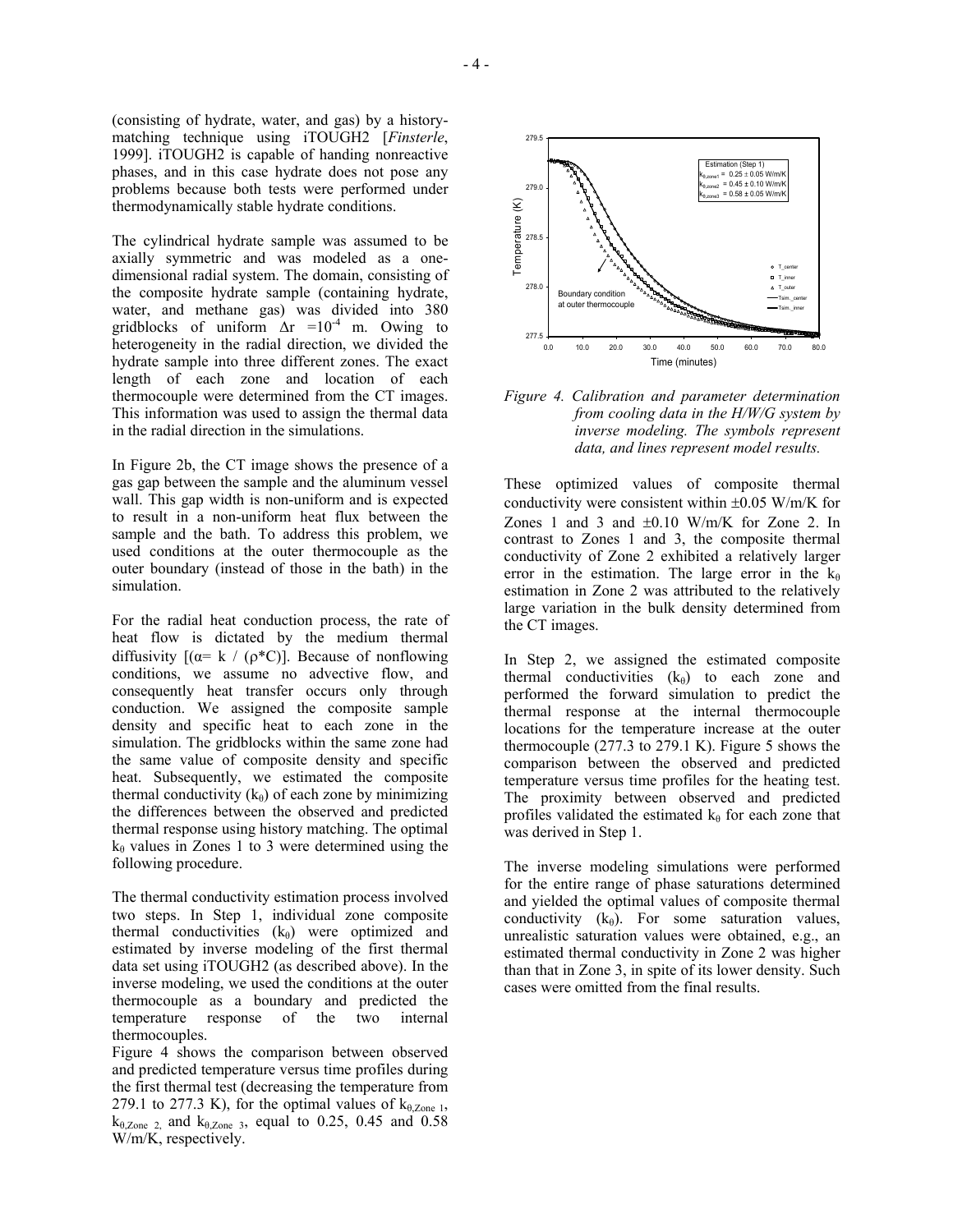(consisting of hydrate, water, and gas) by a history-matching technique using iTOUGH2 [*Finsterle*, 1999]. iTOUGH2 is capable of handing nonreactive phases, and in this case hydrate does not pose any problems because both tests were performed under thermodynamically stable hydrate conditions.

The cylindrical hydrate sample was assumed to be axially symmetric and was modeled as a one-dimensional radial system. The domain, consisting of the composite hydrate sample (containing hydrate, water, and methane gas) was divided into 380 gridblocks of uniform $\Delta r = 10^{-4}$ m. Owing to heterogeneity in the radial direction, we divided the hydrate sample into three different zones. The exact length of each zone and location of each thermocouple were determined from the CT images. This information was used to assign the thermal data in the radial direction in the simulations.

In Figure 2b, the CT image shows the presence of a gas gap between the sample and the aluminum vessel wall. This gap width is non-uniform and is expected to result in a non-uniform heat flux between the sample and the bath. To address this problem, we used conditions at the outer thermocouple as the outer boundary (instead of those in the bath) in the simulation.

For the radial heat conduction process, the rate of heat flow is dictated by the medium thermal diffusivity [($\alpha = k / (\rho * C)$)]. Because of nonflowing conditions, we assume no advective flow, and consequently heat transfer occurs only through conduction. We assigned the composite sample density and specific heat to each zone in the simulation. The gridblocks within the same zone had the same value of composite density and specific heat. Subsequently, we estimated the composite thermal conductivity ($k_\theta$) of each zone by minimizing the differences between the observed and predicted thermal response using history matching. The optimal $k_\theta$ values in Zones 1 to 3 were determined using the following procedure.

The thermal conductivity estimation process involved two steps. In Step 1, individual zone composite thermal conductivities ($k_\theta$) were optimized and estimated by inverse modeling of the first thermal data set using iTOUGH2 (as described above). In the inverse modeling, we used the conditions at the outer thermocouple as a boundary and predicted the temperature response of the two internal thermocouples.

Figure 4 shows the comparison between observed and predicted temperature versus time profiles during the first thermal test (decreasing the temperature from 279.1 to 277.3 K), for the optimal values of $k_{\theta,\text{Zone }1}$, $k_{\theta,\text{Zone }2}$, and $k_{\theta,\text{Zone }3}$, equal to 0.25, 0.45 and 0.58 W/m/K, respectively.

*Figure 4. Calibration and parameter determination from cooling data in the H/W/G system by inverse modeling. The symbols represent data, and lines represent model results.*

These optimized values of composite thermal conductivity were consistent within ±0.05 W/m/K for Zones 1 and 3 and ±0.10 W/m/K for Zone 2. In contrast to Zones 1 and 3, the composite thermal conductivity of Zone 2 exhibited a relatively larger error in the estimation. The large error in the $k_\theta$ estimation in Zone 2 was attributed to the relatively large variation in the bulk density determined from the CT images.

In Step 2, we assigned the estimated composite thermal conductivities ($k_\theta$) to each zone and performed the forward simulation to predict the thermal response at the internal thermocouple locations for the temperature increase at the outer thermocouple (277.3 to 279.1 K). Figure 5 shows the comparison between the observed and predicted temperature versus time profiles for the heating test. The proximity between observed and predicted profiles validated the estimated $k_\theta$ for each zone that was derived in Step 1.

The inverse modeling simulations were performed for the entire range of phase saturations determined and yielded the optimal values of composite thermal conductivity ($k_\theta$). For some saturation values, unrealistic saturation values were obtained, e.g., an estimated thermal conductivity in Zone 2 was higher than that in Zone 3, in spite of its lower density. Such cases were omitted from the final results.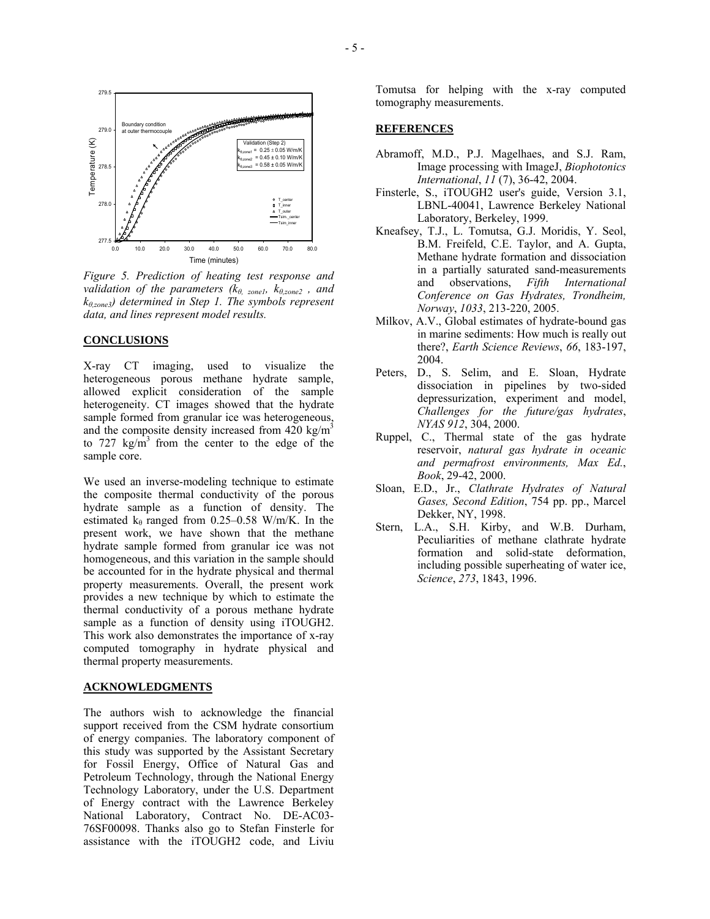279.5

279.0

278.5

278.0

277.5

Temperature (K)

0.0 10.0 20.0 30.0 40.0 50.0 60.0 70.0 80.0

Time (minutes)

Boundary condition
at outer thermocouple

Validation (Step 2)
$k_{\theta,zone1}$ = 0.25 ± 0.05 W/m/K
$k_{\theta,zone2}$ = 0.45 ± 0.10 W/m/K
$k_{\theta,zone3}$ = 0.58 ± 0.05 W/m/K

T_center
T_inner
T_outer
Tsim_center
Tsim_inner

*Figure 5. Prediction of heating test response and validation of the parameters ($k_{\theta,\ zone1}$, $k_{\theta,zone2}$ , and $k_{\theta,zone3}$) determined in Step 1. The symbols represent data, and lines represent model results.*

## CONCLUSIONS

X-ray CT imaging, used to visualize the heterogeneous porous methane hydrate sample, allowed explicit consideration of the sample heterogeneity. CT images showed that the hydrate sample formed from granular ice was heterogeneous, and the composite density increased from 420 kg/m$^3$ to 727 kg/m$^3$ from the center to the edge of the sample core.

We used an inverse-modeling technique to estimate the composite thermal conductivity of the porous hydrate sample as a function of density. The estimated $k_\theta$ ranged from 0.25–0.58 W/m/K. In the present work, we have shown that the methane hydrate sample formed from granular ice was not homogeneous, and this variation in the sample should be accounted for in the hydrate physical and thermal property measurements. Overall, the present work provides a new technique by which to estimate the thermal conductivity of a porous methane hydrate sample as a function of density using iTOUGH2. This work also demonstrates the importance of x-ray computed tomography in hydrate physical and thermal property measurements.

## ACKNOWLEDGMENTS

The authors wish to acknowledge the financial support received from the CSM hydrate consortium of energy companies. The laboratory component of this study was supported by the Assistant Secretary for Fossil Energy, Office of Natural Gas and Petroleum Technology, through the National Energy Technology Laboratory, under the U.S. Department of Energy contract with the Lawrence Berkeley National Laboratory, Contract No. DE-AC03-76SF00098. Thanks also go to Stefan Finsterle for assistance with the iTOUGH2 code, and Liviu Tomutsa for helping with the x-ray computed tomography measurements.

## REFERENCES

Abramoff, M.D., P.J. Magelhaes, and S.J. Ram, Image processing with ImageJ, *Biophotonics International*, *11* (7), 36-42, 2004.

Finsterle, S., iTOUGH2 user's guide, Version 3.1, LBNL-40041, Lawrence Berkeley National Laboratory, Berkeley, 1999.

Kneafsey, T.J., L. Tomutsa, G.J. Moridis, Y. Seol, B.M. Freifeld, C.E. Taylor, and A. Gupta, Methane hydrate formation and dissociation in a partially saturated sand-measurements and observations, *Fifth International Conference on Gas Hydrates, Trondheim, Norway*, *1033*, 213-220, 2005.

Milkov, A.V., Global estimates of hydrate-bound gas in marine sediments: How much is really out there?, *Earth Science Reviews*, *66*, 183-197, 2004.

Peters, D., S. Selim, and E. Sloan, Hydrate dissociation in pipelines by two-sided depressurization, experiment and model, *Challenges for the future/gas hydrates*, *NYAS 912*, 304, 2000.

Ruppel, C., Thermal state of the gas hydrate reservoir, *natural gas hydrate in oceanic and permafrost environments, Max Ed.*, *Book*, 29-42, 2000.

Sloan, E.D., Jr., *Clathrate Hydrates of Natural Gases, Second Edition*, 754 pp. pp., Marcel Dekker, NY, 1998.

Stern, L.A., S.H. Kirby, and W.B. Durham, Peculiarities of methane clathrate hydrate formation and solid-state deformation, including possible superheating of water ice, *Science*, *273*, 1843, 1996.